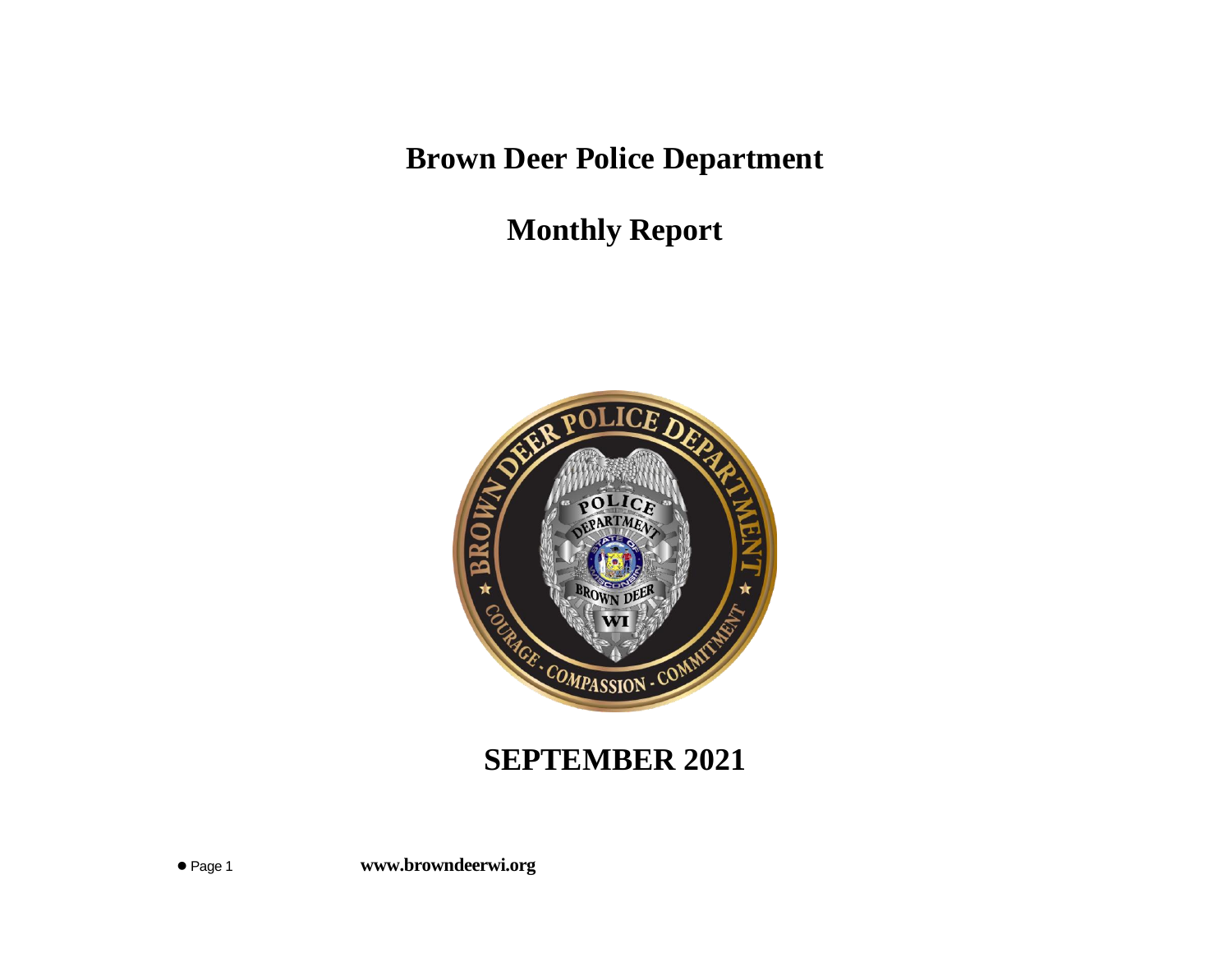# Brown Deer Police Department

## Monthly Report

## SEPTEMBER 2021

www.browndeerwi.org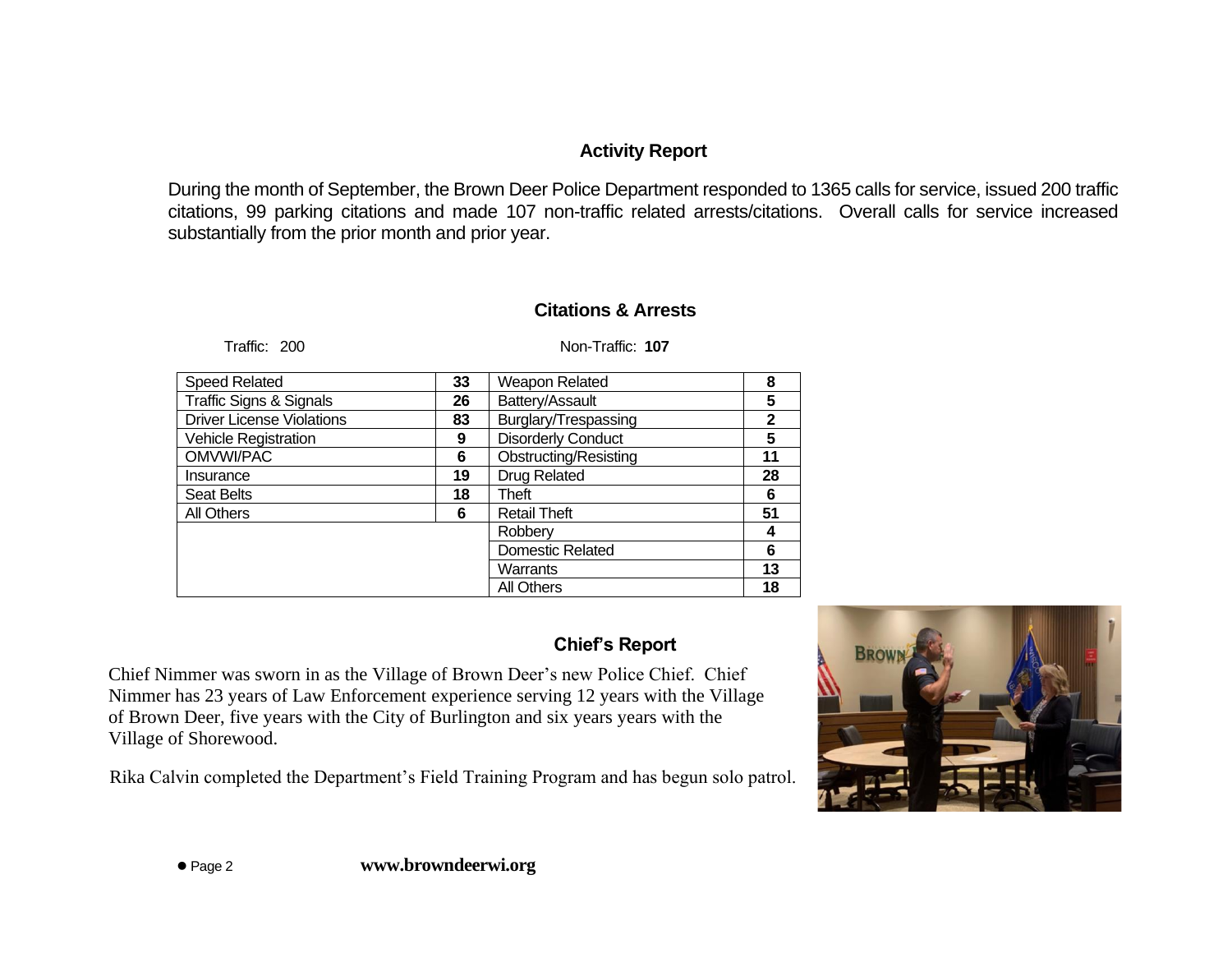## Activity Report

During the month of September, the Brown Deer Police Department responded to 1365 calls for service, issued 200 traffic citations, 99 parking citations and made 107 non-traffic related arrests/citations. Overall calls for service increased substantially from the prior month and prior year.

## Citations & Arrests

Traffic: 200 | Non-Traffic: **107**

| Traffic | | Non-Traffic | |
|---|---|---|---|
| Speed Related | **33** | Weapon Related | **8** |
| Traffic Signs & Signals | **26** | Battery/Assault | **5** |
| Driver License Violations | **83** | Burglary/Trespassing | **2** |
| Vehicle Registration | **9** | Disorderly Conduct | **5** |
| OMVWI/PAC | **6** | Obstructing/Resisting | **11** |
| Insurance | **19** | Drug Related | **28** |
| Seat Belts | **18** | Theft | **6** |
| All Others | **6** | Retail Theft | **51** |
| | | Robbery | **4** |
| | | Domestic Related | **6** |
| | | Warrants | **13** |
| | | All Others | **18** |

## Chief's Report

Chief Nimmer was sworn in as the Village of Brown Deer's new Police Chief. Chief Nimmer has 23 years of Law Enforcement experience serving 12 years with the Village of Brown Deer, five years with the City of Burlington and six years years with the Village of Shorewood.

Rika Calvin completed the Department's Field Training Program and has begun solo patrol.

**www.browndeerwi.org**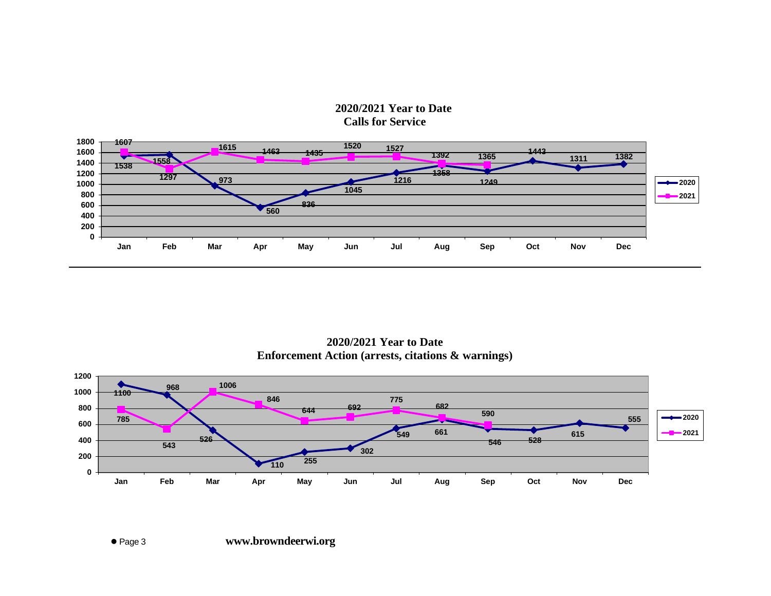## 2020/2021 Year to Date
## Calls for Service

| Month | 2020 | 2021 |
|---|---|---|
| Jan | 1538 | 1607 |
| Feb | 1558 | 1297 |
| Mar | 973 | 1615 |
| Apr | 560 | 1463 |
| May | 836 | 1435 |
| Jun | 1045 | 1520 |
| Jul | 1216 | 1527 |
| Aug | 1358 | 1392 |
| Sep | 1249 | 1365 |
| Oct | 1443 | |
| Nov | 1311 | |
| Dec | 1382 | |

---

## 2020/2021 Year to Date
## Enforcement Action (arrests, citations & warnings)

| Month | 2020 | 2021 |
|---|---|---|
| Jan | 1100 | 785 |
| Feb | 968 | 543 |
| Mar | 526 | 1006 |
| Apr | 110 | 846 |
| May | 255 | 644 |
| Jun | 302 | 692 |
| Jul | 549 | 775 |
| Aug | 661 | 682 |
| Sep | 546 | 590 |
| Oct | 528 | |
| Nov | 615 | |
| Dec | 555 | |

**www.browndeerwi.org**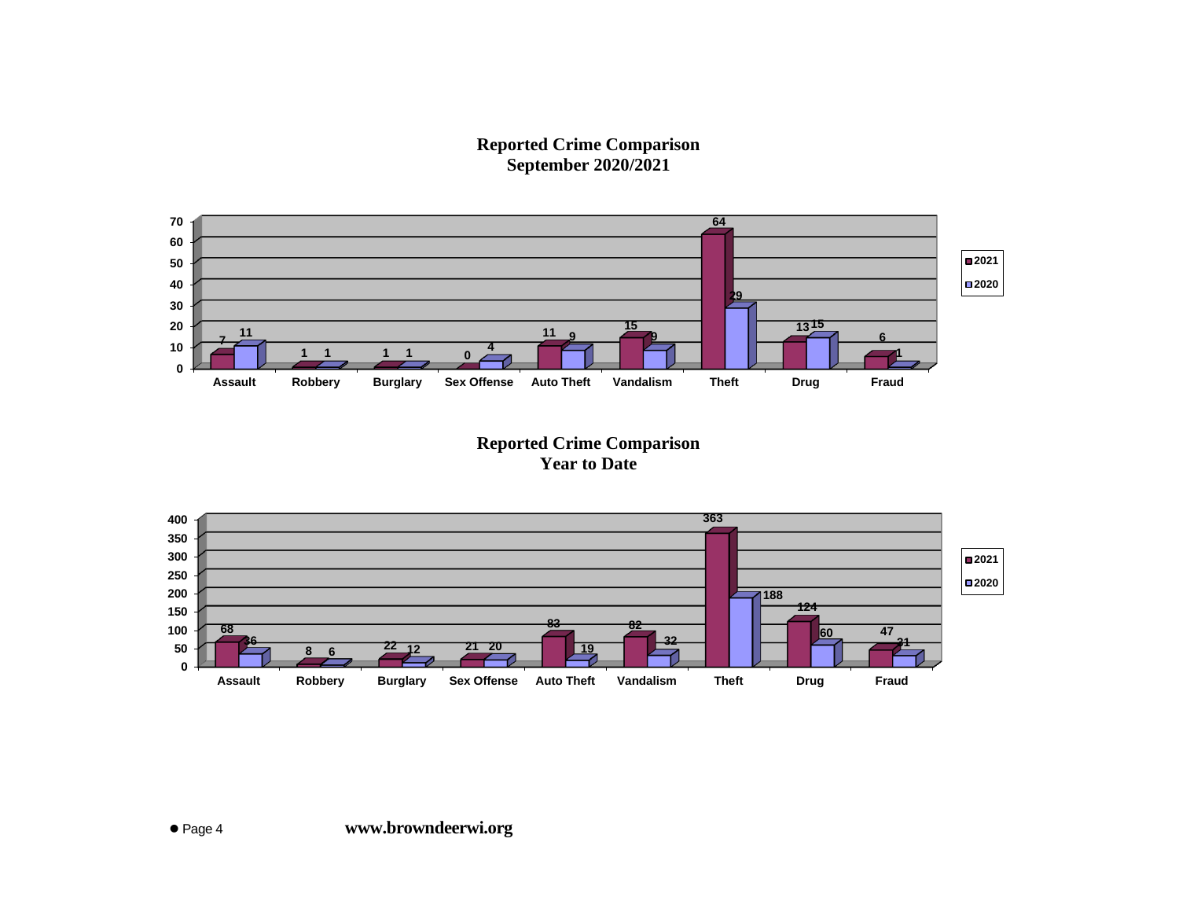## Reported Crime Comparison
## September 2020/2021

| Crime | 2021 | 2020 |
|---|---|---|
| Assault | 7 | 11 |
| Robbery | 1 | 1 |
| Burglary | 1 | 1 |
| Sex Offense | 0 | 4 |
| Auto Theft | 11 | 9 |
| Vandalism | 15 | 9 |
| Theft | 64 | 29 |
| Drug | 13 | 15 |
| Fraud | 6 | 1 |

## Reported Crime Comparison
## Year to Date

| Crime | 2021 | 2020 |
|---|---|---|
| Assault | 68 | 36 |
| Robbery | 8 | 6 |
| Burglary | 22 | 12 |
| Sex Offense | 21 | 20 |
| Auto Theft | 83 | 19 |
| Vandalism | 82 | 32 |
| Theft | 363 | 188 |
| Drug | 124 | 60 |
| Fraud | 47 | 21 |

www.browndeerwi.org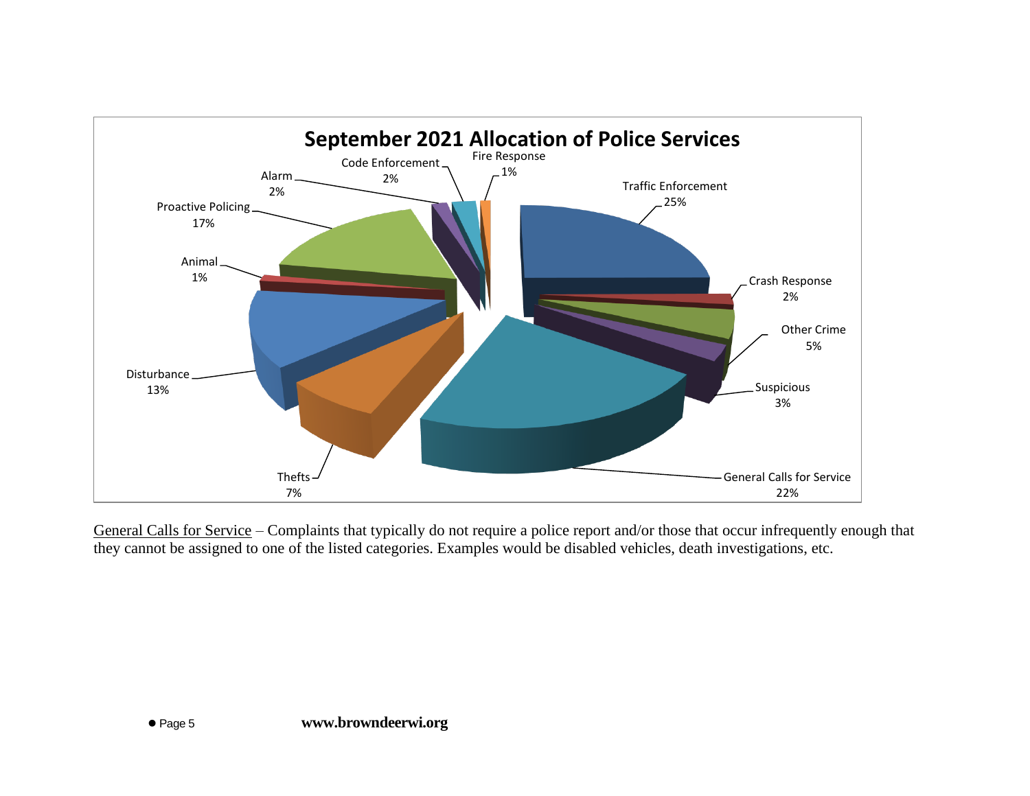## September 2021 Allocation of Police Services

| Category | Percentage |
|---|---|
| Traffic Enforcement | 25% |
| Crash Response | 2% |
| Other Crime | 5% |
| Suspicious | 3% |
| General Calls for Service | 22% |
| Thefts | 7% |
| Disturbance | 13% |
| Animal | 1% |
| Proactive Policing | 17% |
| Alarm | 2% |
| Code Enforcement | 2% |
| Fire Response | 1% |

General Calls for Service – Complaints that typically do not require a police report and/or those that occur infrequently enough that they cannot be assigned to one of the listed categories. Examples would be disabled vehicles, death investigations, etc.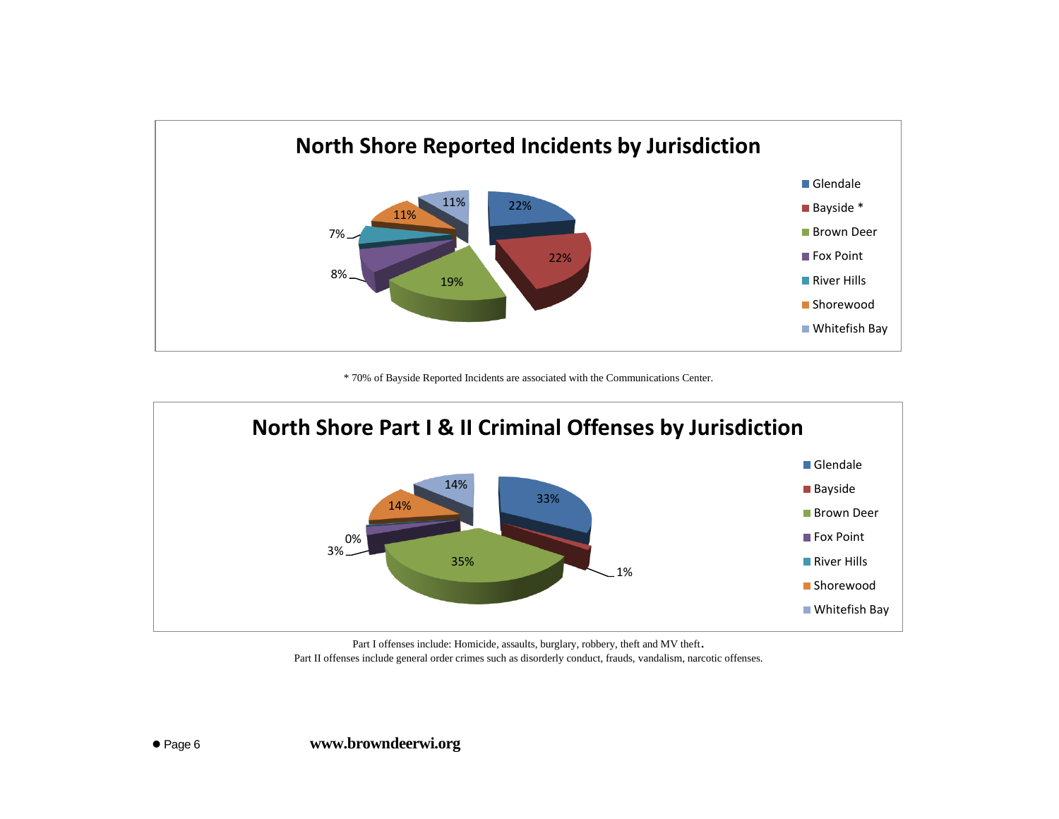## North Shore Reported Incidents by Jurisdiction

| Jurisdiction | Percentage |
|---|---|
| Glendale | 22% |
| Bayside * | 22% |
| Brown Deer | 19% |
| Fox Point | 8% |
| River Hills | 7% |
| Shorewood | 11% |
| Whitefish Bay | 11% |

\* 70% of Bayside Reported Incidents are associated with the Communications Center.

## North Shore Part I & II Criminal Offenses by Jurisdiction

| Jurisdiction | Percentage |
|---|---|
| Glendale | 33% |
| Bayside | 1% |
| Brown Deer | 35% |
| Fox Point | 3% |
| River Hills | 0% |
| Shorewood | 14% |
| Whitefish Bay | 14% |

Part I offenses include: Homicide, assaults, burglary, robbery, theft and MV theft.
Part II offenses include general order crimes such as disorderly conduct, frauds, vandalism, narcotic offenses.

**www.browndeerwi.org**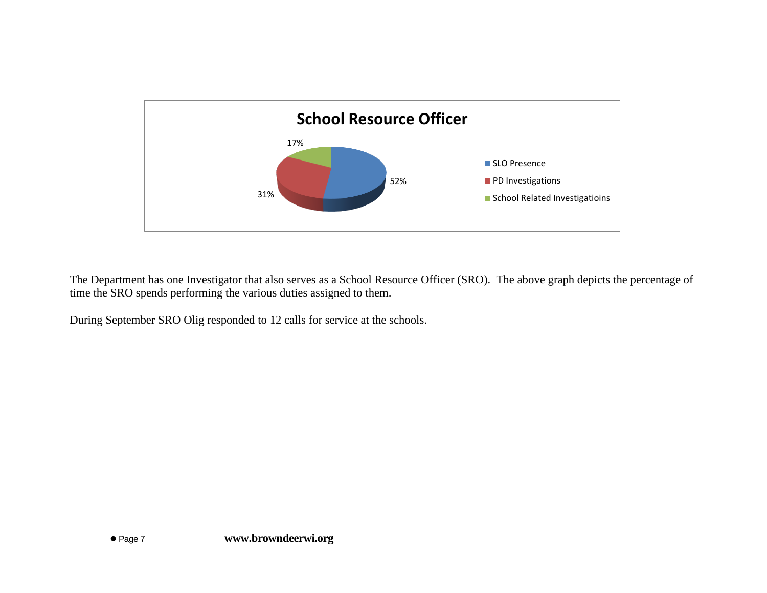**School Resource Officer**

17%

52%

31%

SLO Presence

PD Investigations

School Related Investigatioins

The Department has one Investigator that also serves as a School Resource Officer (SRO). The above graph depicts the percentage of time the SRO spends performing the various duties assigned to them.

During September SRO Olig responded to 12 calls for service at the schools.